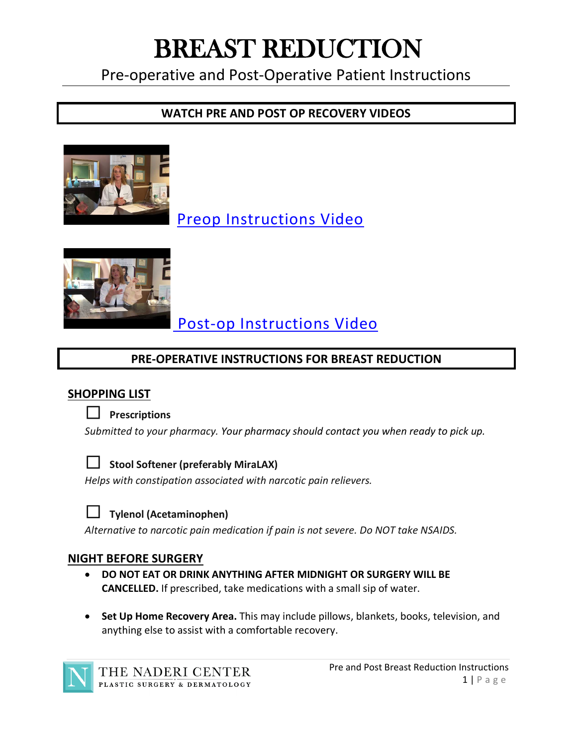# BREAST REDUCTION

Pre-operative and Post-Operative Patient Instructions

## WATCH PRE AND POST OP RECOVERY VIDEOS

Preop Instructions Video

Post-op Instructions Video

## PRE-OPERATIVE INSTRUCTIONS FOR BREAST REDUCTION

### SHOPPING LIST

- ☐ **Prescriptions**

  *Submitted to your pharmacy. Your pharmacy should contact you when ready to pick up.*

- ☐ **Stool Softener (preferably MiraLAX)**

  *Helps with constipation associated with narcotic pain relievers.*

- ☐ **Tylenol (Acetaminophen)**

  *Alternative to narcotic pain medication if pain is not severe. Do NOT take NSAIDS.*

### NIGHT BEFORE SURGERY

- **DO NOT EAT OR DRINK ANYTHING AFTER MIDNIGHT OR SURGERY WILL BE CANCELLED.** If prescribed, take medications with a small sip of water.
- **Set Up Home Recovery Area.** This may include pillows, blankets, books, television, and anything else to assist with a comfortable recovery.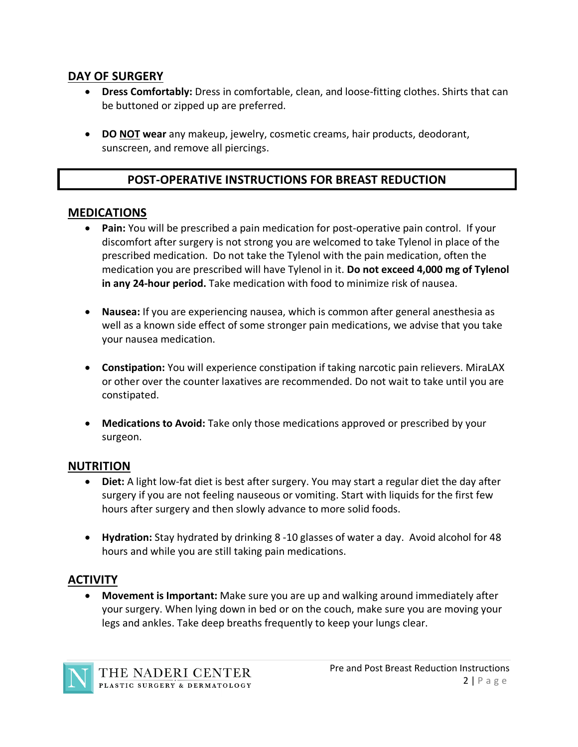## DAY OF SURGERY

- **Dress Comfortably:** Dress in comfortable, clean, and loose-fitting clothes. Shirts that can be buttoned or zipped up are preferred.
- **DO NOT wear** any makeup, jewelry, cosmetic creams, hair products, deodorant, sunscreen, and remove all piercings.

## POST-OPERATIVE INSTRUCTIONS FOR BREAST REDUCTION

## MEDICATIONS

- **Pain:** You will be prescribed a pain medication for post-operative pain control. If your discomfort after surgery is not strong you are welcomed to take Tylenol in place of the prescribed medication. Do not take the Tylenol with the pain medication, often the medication you are prescribed will have Tylenol in it. **Do not exceed 4,000 mg of Tylenol in any 24-hour period.** Take medication with food to minimize risk of nausea.
- **Nausea:** If you are experiencing nausea, which is common after general anesthesia as well as a known side effect of some stronger pain medications, we advise that you take your nausea medication.
- **Constipation:** You will experience constipation if taking narcotic pain relievers. MiraLAX or other over the counter laxatives are recommended. Do not wait to take until you are constipated.
- **Medications to Avoid:** Take only those medications approved or prescribed by your surgeon.

## NUTRITION

- **Diet:** A light low-fat diet is best after surgery. You may start a regular diet the day after surgery if you are not feeling nauseous or vomiting. Start with liquids for the first few hours after surgery and then slowly advance to more solid foods.
- **Hydration:** Stay hydrated by drinking 8 -10 glasses of water a day. Avoid alcohol for 48 hours and while you are still taking pain medications.

## ACTIVITY

- **Movement is Important:** Make sure you are up and walking around immediately after your surgery. When lying down in bed or on the couch, make sure you are moving your legs and ankles. Take deep breaths frequently to keep your lungs clear.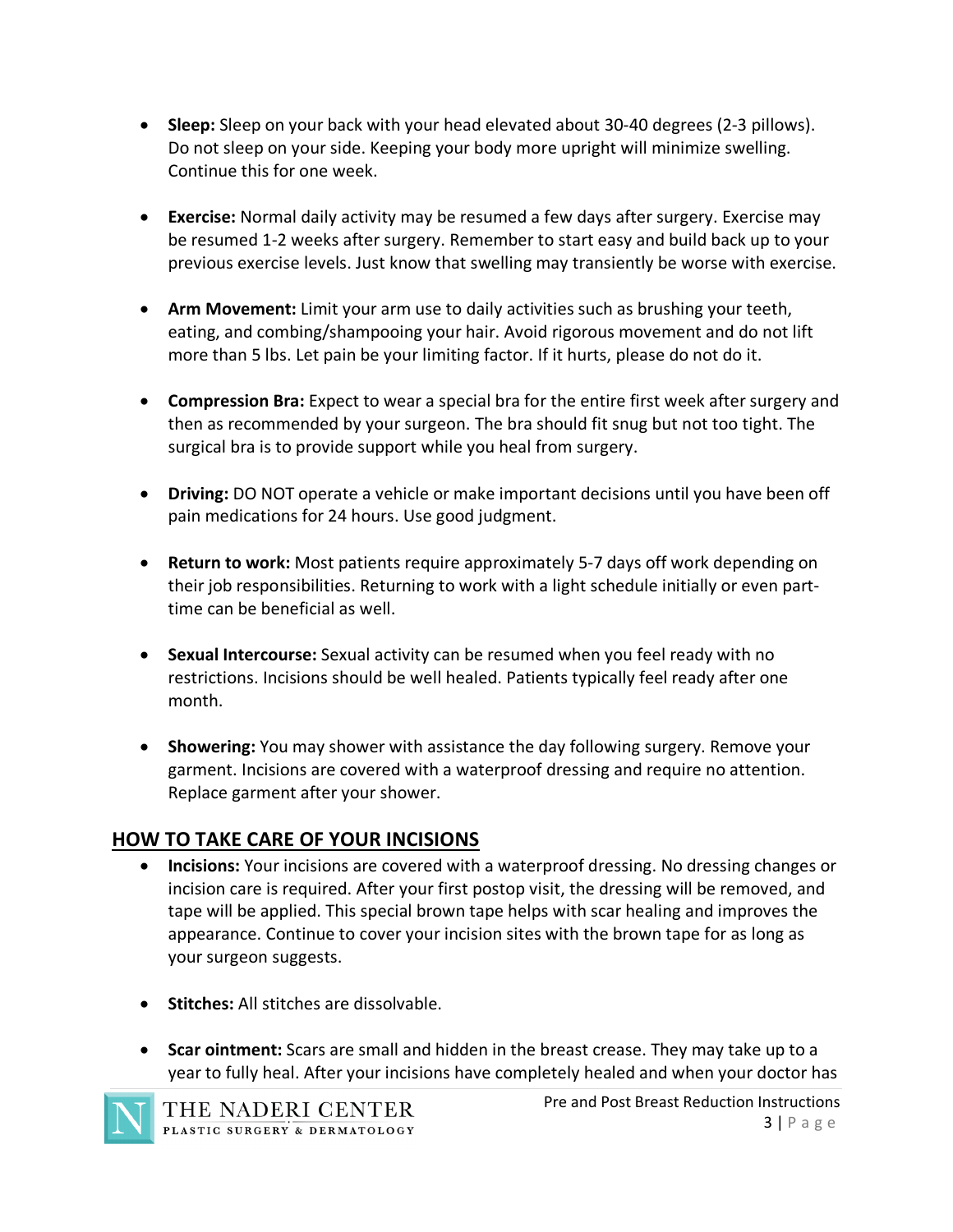- **Sleep:** Sleep on your back with your head elevated about 30-40 degrees (2-3 pillows). Do not sleep on your side. Keeping your body more upright will minimize swelling. Continue this for one week.

- **Exercise:** Normal daily activity may be resumed a few days after surgery. Exercise may be resumed 1-2 weeks after surgery. Remember to start easy and build back up to your previous exercise levels. Just know that swelling may transiently be worse with exercise.

- **Arm Movement:** Limit your arm use to daily activities such as brushing your teeth, eating, and combing/shampooing your hair. Avoid rigorous movement and do not lift more than 5 lbs. Let pain be your limiting factor. If it hurts, please do not do it.

- **Compression Bra:** Expect to wear a special bra for the entire first week after surgery and then as recommended by your surgeon. The bra should fit snug but not too tight. The surgical bra is to provide support while you heal from surgery.

- **Driving:** DO NOT operate a vehicle or make important decisions until you have been off pain medications for 24 hours. Use good judgment.

- **Return to work:** Most patients require approximately 5-7 days off work depending on their job responsibilities. Returning to work with a light schedule initially or even part-time can be beneficial as well.

- **Sexual Intercourse:** Sexual activity can be resumed when you feel ready with no restrictions. Incisions should be well healed. Patients typically feel ready after one month.

- **Showering:** You may shower with assistance the day following surgery. Remove your garment. Incisions are covered with a waterproof dressing and require no attention. Replace garment after your shower.

## HOW TO TAKE CARE OF YOUR INCISIONS

- **Incisions:** Your incisions are covered with a waterproof dressing. No dressing changes or incision care is required. After your first postop visit, the dressing will be removed, and tape will be applied. This special brown tape helps with scar healing and improves the appearance. Continue to cover your incision sites with the brown tape for as long as your surgeon suggests.

- **Stitches:** All stitches are dissolvable.

- **Scar ointment:** Scars are small and hidden in the breast crease. They may take up to a year to fully heal. After your incisions have completely healed and when your doctor has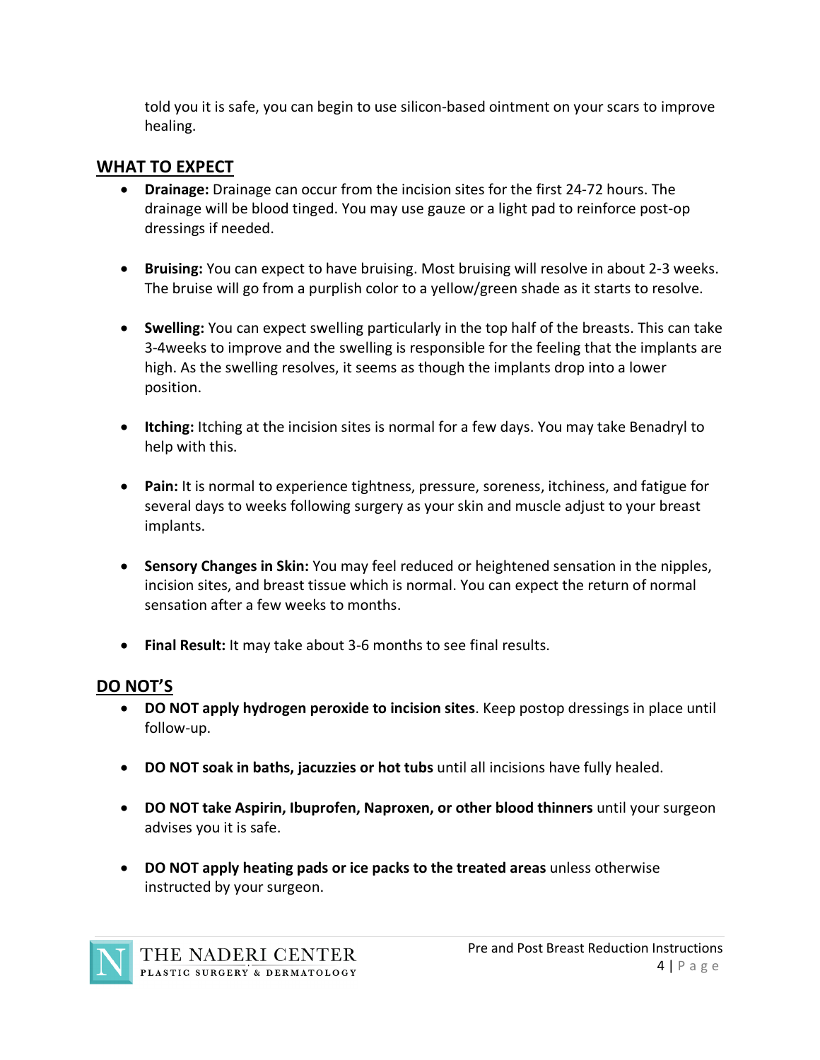told you it is safe, you can begin to use silicon-based ointment on your scars to improve healing.

## WHAT TO EXPECT

- **Drainage:** Drainage can occur from the incision sites for the first 24-72 hours. The drainage will be blood tinged. You may use gauze or a light pad to reinforce post-op dressings if needed.

- **Bruising:** You can expect to have bruising. Most bruising will resolve in about 2-3 weeks. The bruise will go from a purplish color to a yellow/green shade as it starts to resolve.

- **Swelling:** You can expect swelling particularly in the top half of the breasts. This can take 3-4weeks to improve and the swelling is responsible for the feeling that the implants are high. As the swelling resolves, it seems as though the implants drop into a lower position.

- **Itching:** Itching at the incision sites is normal for a few days. You may take Benadryl to help with this.

- **Pain:** It is normal to experience tightness, pressure, soreness, itchiness, and fatigue for several days to weeks following surgery as your skin and muscle adjust to your breast implants.

- **Sensory Changes in Skin:** You may feel reduced or heightened sensation in the nipples, incision sites, and breast tissue which is normal. You can expect the return of normal sensation after a few weeks to months.

- **Final Result:** It may take about 3-6 months to see final results.

## DO NOT'S

- **DO NOT apply hydrogen peroxide to incision sites**. Keep postop dressings in place until follow-up.

- **DO NOT soak in baths, jacuzzies or hot tubs** until all incisions have fully healed.

- **DO NOT take Aspirin, Ibuprofen, Naproxen, or other blood thinners** until your surgeon advises you it is safe.

- **DO NOT apply heating pads or ice packs to the treated areas** unless otherwise instructed by your surgeon.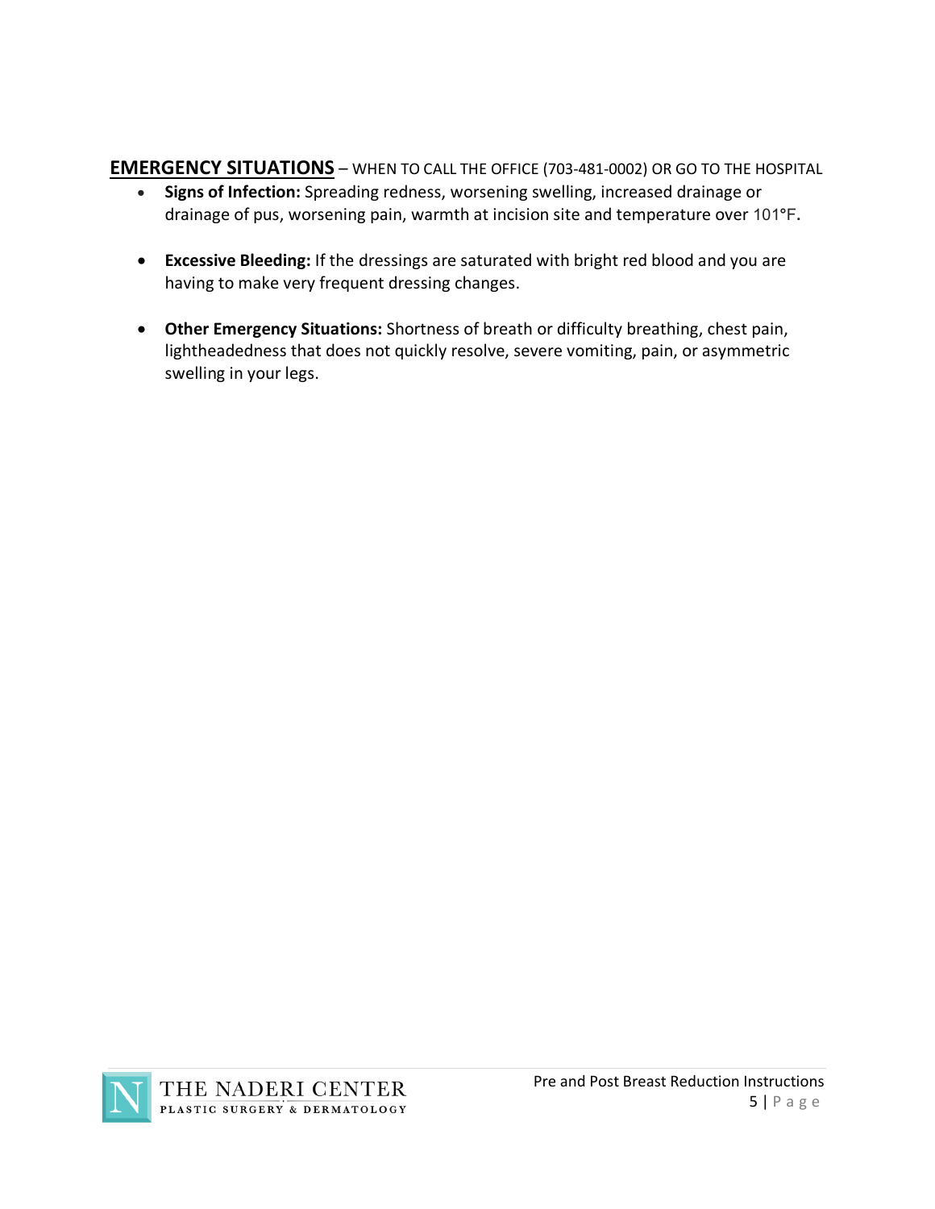## **EMERGENCY SITUATIONS** – WHEN TO CALL THE OFFICE (703-481-0002) OR GO TO THE HOSPITAL

- **Signs of Infection:** Spreading redness, worsening swelling, increased drainage or drainage of pus, worsening pain, warmth at incision site and temperature over 101°F.

- **Excessive Bleeding:** If the dressings are saturated with bright red blood and you are having to make very frequent dressing changes.

- **Other Emergency Situations:** Shortness of breath or difficulty breathing, chest pain, lightheadedness that does not quickly resolve, severe vomiting, pain, or asymmetric swelling in your legs.